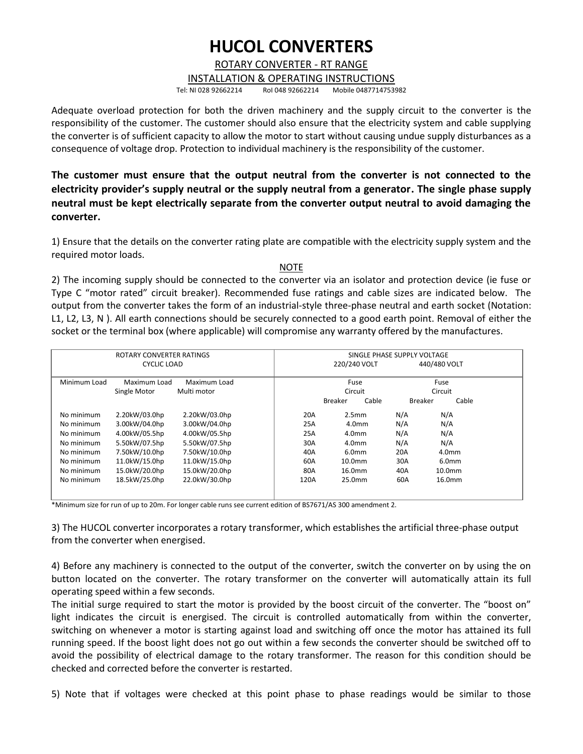# HUCOL CONVERTERS

ROTARY CONVERTER - RT RANGE

INSTALLATION & OPERATING INSTRUCTIONS

Tel: NI 028 92662214 RoI 048 92662214 Mobile 0487714753982

Adequate overload protection for both the driven machinery and the supply circuit to the converter is the responsibility of the customer. The customer should also ensure that the electricity system and cable supplying the converter is of sufficient capacity to allow the motor to start without causing undue supply disturbances as a consequence of voltage drop. Protection to individual machinery is the responsibility of the customer.

**The customer must ensure that the output neutral from the converter is not connected to the electricity provider's supply neutral or the supply neutral from a generator. The single phase supply neutral must be kept electrically separate from the converter output neutral to avoid damaging the converter.**

1) Ensure that the details on the converter rating plate are compatible with the electricity supply system and the required motor loads.

NOTE

2) The incoming supply should be connected to the converter via an isolator and protection device (ie fuse or Type C "motor rated" circuit breaker). Recommended fuse ratings and cable sizes are indicated below. The output from the converter takes the form of an industrial-style three-phase neutral and earth socket (Notation: L1, L2, L3, N ). All earth connections should be securely connected to a good earth point. Removal of either the socket or the terminal box (where applicable) will compromise any warranty offered by the manufactures.

| ROTARY CONVERTER RATINGS CYCLIC LOAD | | | SINGLE PHASE SUPPLY VOLTAGE | | | |
|---|---|---|---|---|---|---|
| | | | 220/240 VOLT | | 440/480 VOLT | |
| Minimum Load | Maximum Load Single Motor | Maximum Load Multi motor | Fuse Circuit Breaker | Cable | Fuse Circuit Breaker | Cable |
| No minimum | 2.20kW/03.0hp | 2.20kW/03.0hp | 20A | 2.5mm | N/A | N/A |
| No minimum | 3.00kW/04.0hp | 3.00kW/04.0hp | 25A | 4.0mm | N/A | N/A |
| No minimum | 4.00kW/05.5hp | 4.00kW/05.5hp | 25A | 4.0mm | N/A | N/A |
| No minimum | 5.50kW/07.5hp | 5.50kW/07.5hp | 30A | 4.0mm | N/A | N/A |
| No minimum | 7.50kW/10.0hp | 7.50kW/10.0hp | 40A | 6.0mm | 20A | 4.0mm |
| No minimum | 11.0kW/15.0hp | 11.0kW/15.0hp | 60A | 10.0mm | 30A | 6.0mm |
| No minimum | 15.0kW/20.0hp | 15.0kW/20.0hp | 80A | 16.0mm | 40A | 10.0mm |
| No minimum | 18.5kW/25.0hp | 22.0kW/30.0hp | 120A | 25.0mm | 60A | 16.0mm |

*Minimum size for run of up to 20m. For longer cable runs see current edition of BS7671/AS 300 amendment 2.

3) The HUCOL converter incorporates a rotary transformer, which establishes the artificial three-phase output from the converter when energised.

4) Before any machinery is connected to the output of the converter, switch the converter on by using the on button located on the converter. The rotary transformer on the converter will automatically attain its full operating speed within a few seconds.

The initial surge required to start the motor is provided by the boost circuit of the converter. The "boost on" light indicates the circuit is energised. The circuit is controlled automatically from within the converter, switching on whenever a motor is starting against load and switching off once the motor has attained its full running speed. If the boost light does not go out within a few seconds the converter should be switched off to avoid the possibility of electrical damage to the rotary transformer. The reason for this condition should be checked and corrected before the converter is restarted.

5) Note that if voltages were checked at this point phase to phase readings would be similar to those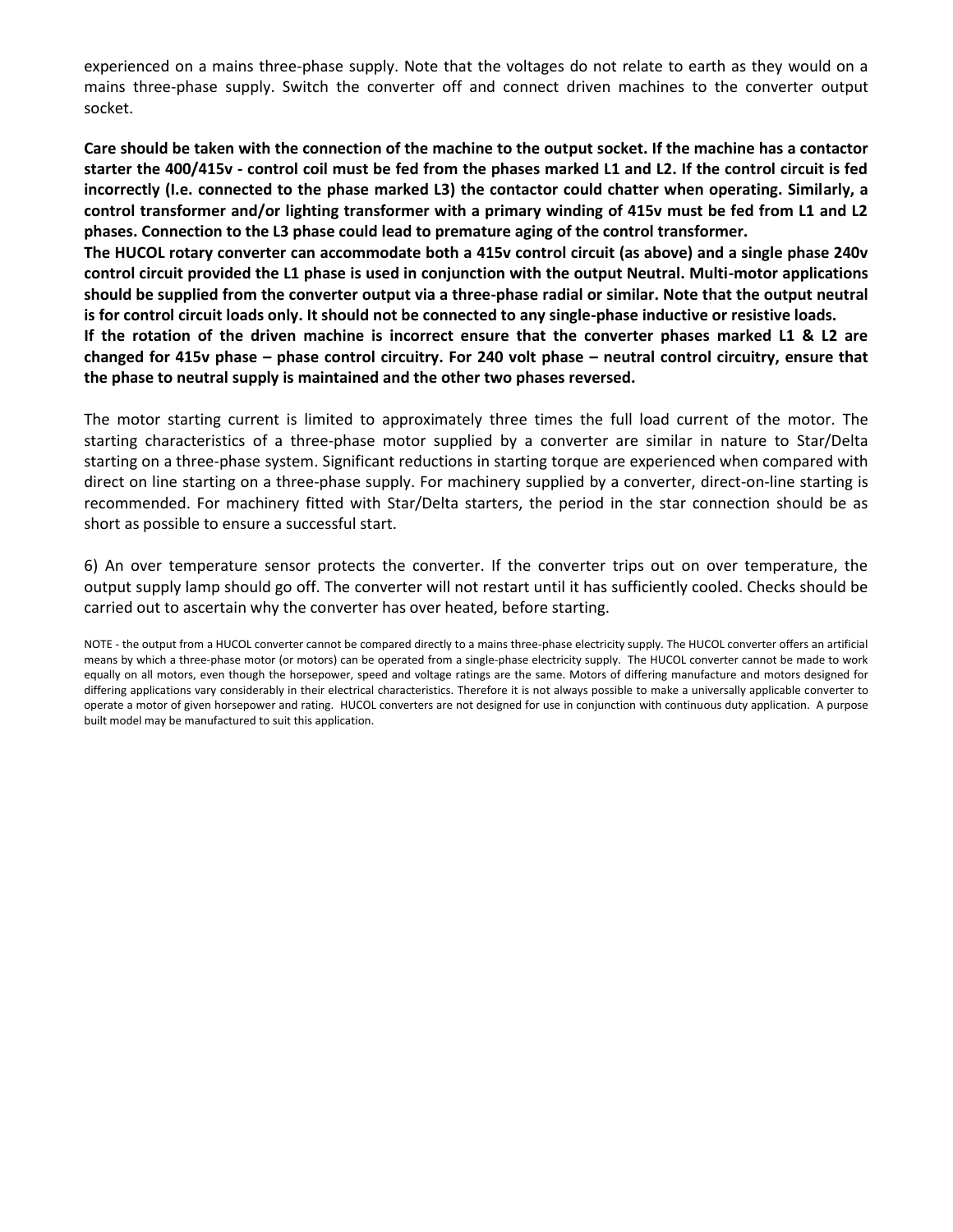experienced on a mains three-phase supply. Note that the voltages do not relate to earth as they would on a mains three-phase supply. Switch the converter off and connect driven machines to the converter output socket.

**Care should be taken with the connection of the machine to the output socket. If the machine has a contactor starter the 400/415v - control coil must be fed from the phases marked L1 and L2. If the control circuit is fed incorrectly (I.e. connected to the phase marked L3) the contactor could chatter when operating. Similarly, a control transformer and/or lighting transformer with a primary winding of 415v must be fed from L1 and L2 phases. Connection to the L3 phase could lead to premature aging of the control transformer.**
**The HUCOL rotary converter can accommodate both a 415v control circuit (as above) and a single phase 240v control circuit provided the L1 phase is used in conjunction with the output Neutral. Multi-motor applications should be supplied from the converter output via a three-phase radial or similar. Note that the output neutral is for control circuit loads only. It should not be connected to any single-phase inductive or resistive loads.**
**If the rotation of the driven machine is incorrect ensure that the converter phases marked L1 & L2 are changed for 415v phase – phase control circuitry. For 240 volt phase – neutral control circuitry, ensure that the phase to neutral supply is maintained and the other two phases reversed.**

The motor starting current is limited to approximately three times the full load current of the motor. The starting characteristics of a three-phase motor supplied by a converter are similar in nature to Star/Delta starting on a three-phase system. Significant reductions in starting torque are experienced when compared with direct on line starting on a three-phase supply. For machinery supplied by a converter, direct-on-line starting is recommended. For machinery fitted with Star/Delta starters, the period in the star connection should be as short as possible to ensure a successful start.

6) An over temperature sensor protects the converter. If the converter trips out on over temperature, the output supply lamp should go off. The converter will not restart until it has sufficiently cooled. Checks should be carried out to ascertain why the converter has over heated, before starting.

NOTE - the output from a HUCOL converter cannot be compared directly to a mains three-phase electricity supply. The HUCOL converter offers an artificial means by which a three-phase motor (or motors) can be operated from a single-phase electricity supply. The HUCOL converter cannot be made to work equally on all motors, even though the horsepower, speed and voltage ratings are the same. Motors of differing manufacture and motors designed for differing applications vary considerably in their electrical characteristics. Therefore it is not always possible to make a universally applicable converter to operate a motor of given horsepower and rating. HUCOL converters are not designed for use in conjunction with continuous duty application. A purpose built model may be manufactured to suit this application.